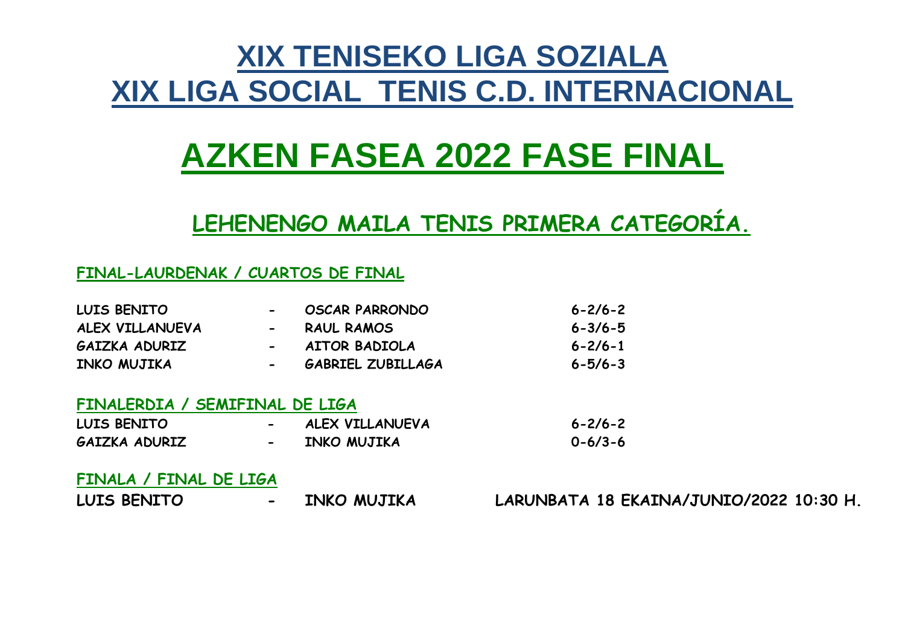# XIX TENISEKO LIGA SOZIALA
# XIX LIGA SOCIAL TENIS C.D. INTERNACIONAL

# AZKEN FASEA 2022 FASE FINAL

## LEHENENGO MAILA TENIS PRIMERA CATEGORÍA.

### FINAL-LAURDENAK / CUARTOS DE FINAL

| | | | |
|---|---|---|---|
| LUIS BENITO | - | OSCAR PARRONDO | 6-2/6-2 |
| ALEX VILLANUEVA | - | RAUL RAMOS | 6-3/6-5 |
| GAIZKA ADURIZ | - | AITOR BADIOLA | 6-2/6-1 |
| INKO MUJIKA | - | GABRIEL ZUBILLAGA | 6-5/6-3 |

### FINALERDIA / SEMIFINAL DE LIGA

| | | | |
|---|---|---|---|
| LUIS BENITO | - | ALEX VILLANUEVA | 6-2/6-2 |
| GAIZKA ADURIZ | - | INKO MUJIKA | 0-6/3-6 |

### FINALA / FINAL DE LIGA

| | | | |
|---|---|---|---|
| LUIS BENITO | - | INKO MUJIKA | LARUNBATA 18 EKAINA/JUNIO/2022 10:30 H. |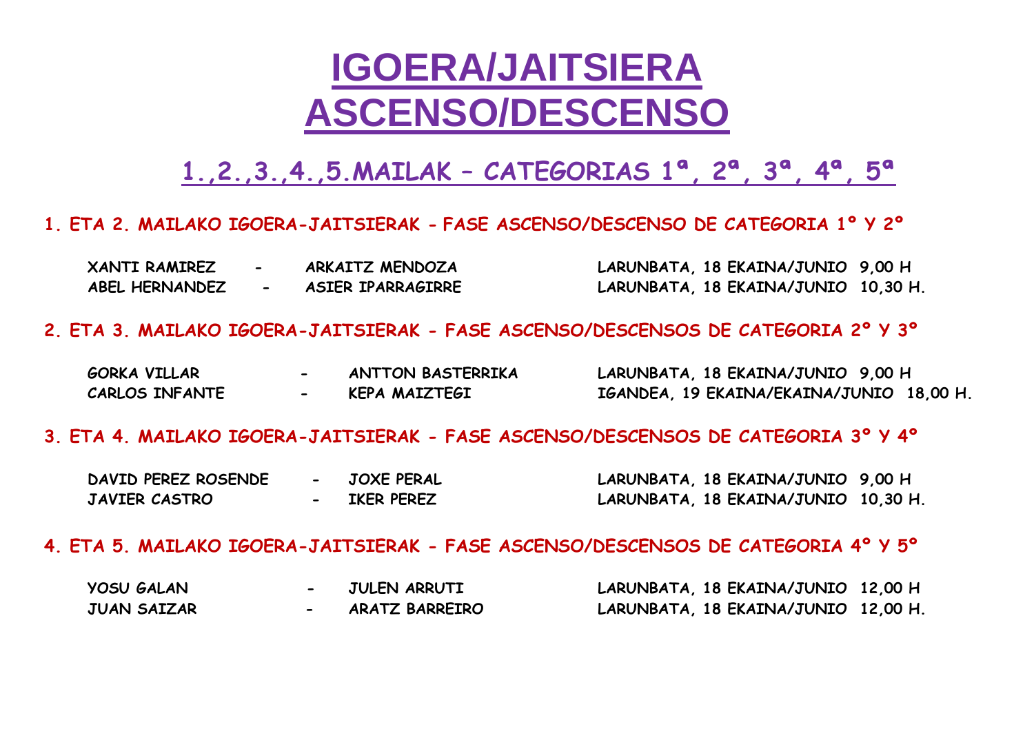# IGOERA/JAITSIERA
# ASCENSO/DESCENSO

## 1.,2.,3.,4.,5.MAILAK – CATEGORIAS 1ª, 2ª, 3ª, 4ª, 5ª

### 1. ETA 2. MAILAKO IGOERA-JAITSIERAK - FASE ASCENSO/DESCENSO DE CATEGORIA 1º Y 2º

| | | | |
|---|---|---|---|
| XANTI RAMIREZ | - | ARKAITZ MENDOZA | LARUNBATA, 18 EKAINA/JUNIO 9,00 H |
| ABEL HERNANDEZ | - | ASIER IPARRAGIRRE | LARUNBATA, 18 EKAINA/JUNIO 10,30 H. |

### 2. ETA 3. MAILAKO IGOERA-JAITSIERAK - FASE ASCENSO/DESCENSOS DE CATEGORIA 2º Y 3º

| | | | |
|---|---|---|---|
| GORKA VILLAR | - | ANTTON BASTERRIKA | LARUNBATA, 18 EKAINA/JUNIO 9,00 H |
| CARLOS INFANTE | - | KEPA MAIZTEGI | IGANDEA, 19 EKAINA/EKAINA/JUNIO 18,00 H. |

### 3. ETA 4. MAILAKO IGOERA-JAITSIERAK - FASE ASCENSO/DESCENSOS DE CATEGORIA 3º Y 4º

| | | | |
|---|---|---|---|
| DAVID PEREZ ROSENDE | - | JOXE PERAL | LARUNBATA, 18 EKAINA/JUNIO 9,00 H |
| JAVIER CASTRO | - | IKER PEREZ | LARUNBATA, 18 EKAINA/JUNIO 10,30 H. |

### 4. ETA 5. MAILAKO IGOERA-JAITSIERAK - FASE ASCENSO/DESCENSOS DE CATEGORIA 4º Y 5º

| | | | |
|---|---|---|---|
| YOSU GALAN | - | JULEN ARRUTI | LARUNBATA, 18 EKAINA/JUNIO 12,00 H |
| JUAN SAIZAR | - | ARATZ BARREIRO | LARUNBATA, 18 EKAINA/JUNIO 12,00 H. |